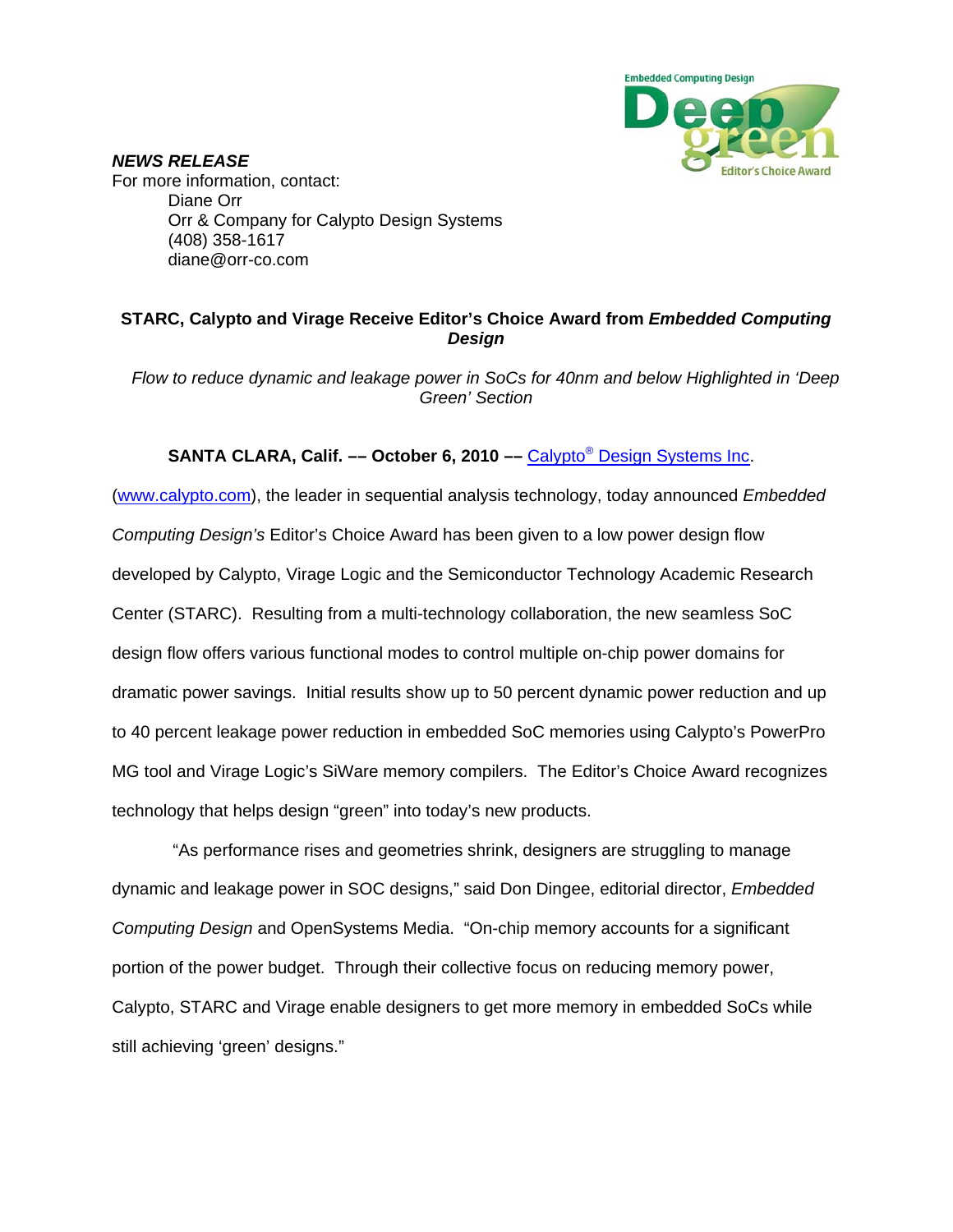***NEWS RELEASE***

For more information, contact:

Diane Orr
Orr & Company for Calypto Design Systems
(408) 358-1617
diane@orr-co.com

## STARC, Calypto and Virage Receive Editor's Choice Award from *Embedded Computing Design*

*Flow to reduce dynamic and leakage power in SoCs for 40nm and below Highlighted in 'Deep Green' Section*

**SANTA CLARA, Calif. –– October 6, 2010 ––** Calypto® Design Systems Inc. (www.calypto.com), the leader in sequential analysis technology, today announced *Embedded Computing Design's* Editor's Choice Award has been given to a low power design flow developed by Calypto, Virage Logic and the Semiconductor Technology Academic Research Center (STARC). Resulting from a multi-technology collaboration, the new seamless SoC design flow offers various functional modes to control multiple on-chip power domains for dramatic power savings. Initial results show up to 50 percent dynamic power reduction and up to 40 percent leakage power reduction in embedded SoC memories using Calypto's PowerPro MG tool and Virage Logic's SiWare memory compilers. The Editor's Choice Award recognizes technology that helps design "green" into today's new products.

"As performance rises and geometries shrink, designers are struggling to manage dynamic and leakage power in SOC designs," said Don Dingee, editorial director, *Embedded Computing Design* and OpenSystems Media. "On-chip memory accounts for a significant portion of the power budget. Through their collective focus on reducing memory power, Calypto, STARC and Virage enable designers to get more memory in embedded SoCs while still achieving 'green' designs."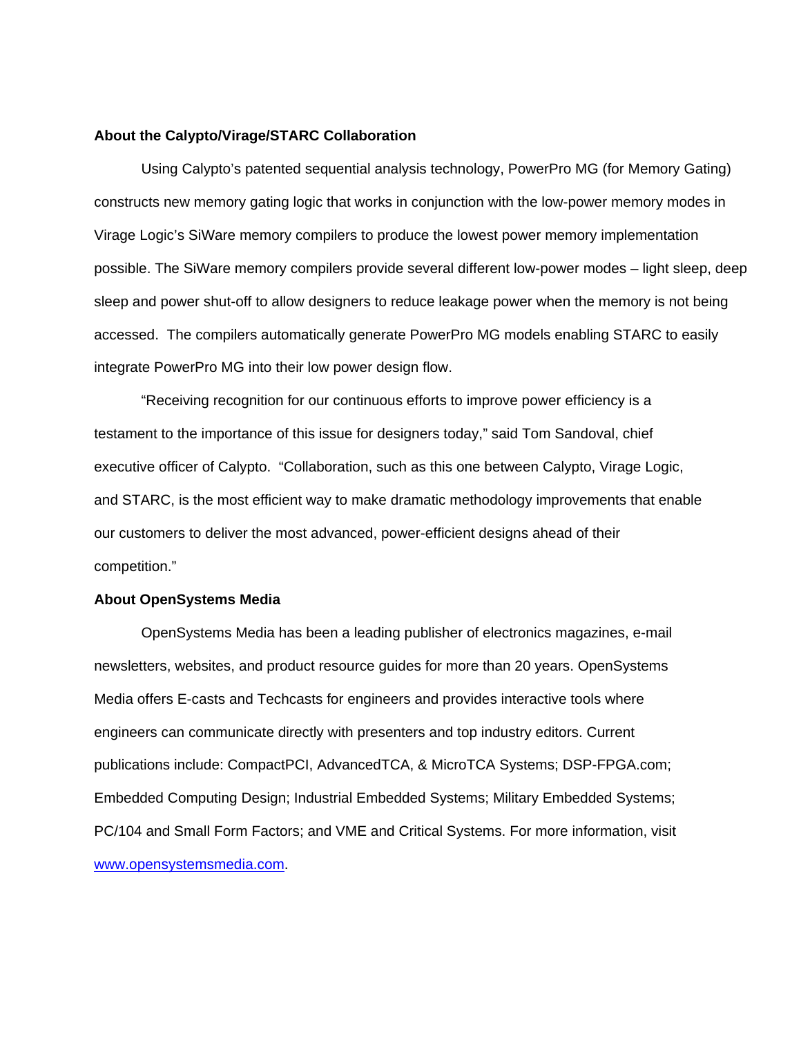**About the Calypto/Virage/STARC Collaboration**

Using Calypto's patented sequential analysis technology, PowerPro MG (for Memory Gating) constructs new memory gating logic that works in conjunction with the low-power memory modes in Virage Logic's SiWare memory compilers to produce the lowest power memory implementation possible. The SiWare memory compilers provide several different low-power modes – light sleep, deep sleep and power shut-off to allow designers to reduce leakage power when the memory is not being accessed. The compilers automatically generate PowerPro MG models enabling STARC to easily integrate PowerPro MG into their low power design flow.

"Receiving recognition for our continuous efforts to improve power efficiency is a testament to the importance of this issue for designers today," said Tom Sandoval, chief executive officer of Calypto. "Collaboration, such as this one between Calypto, Virage Logic, and STARC, is the most efficient way to make dramatic methodology improvements that enable our customers to deliver the most advanced, power-efficient designs ahead of their competition."

**About OpenSystems Media**

OpenSystems Media has been a leading publisher of electronics magazines, e-mail newsletters, websites, and product resource guides for more than 20 years. OpenSystems Media offers E-casts and Techcasts for engineers and provides interactive tools where engineers can communicate directly with presenters and top industry editors. Current publications include: CompactPCI, AdvancedTCA, & MicroTCA Systems; DSP-FPGA.com; Embedded Computing Design; Industrial Embedded Systems; Military Embedded Systems; PC/104 and Small Form Factors; and VME and Critical Systems. For more information, visit www.opensystemsmedia.com.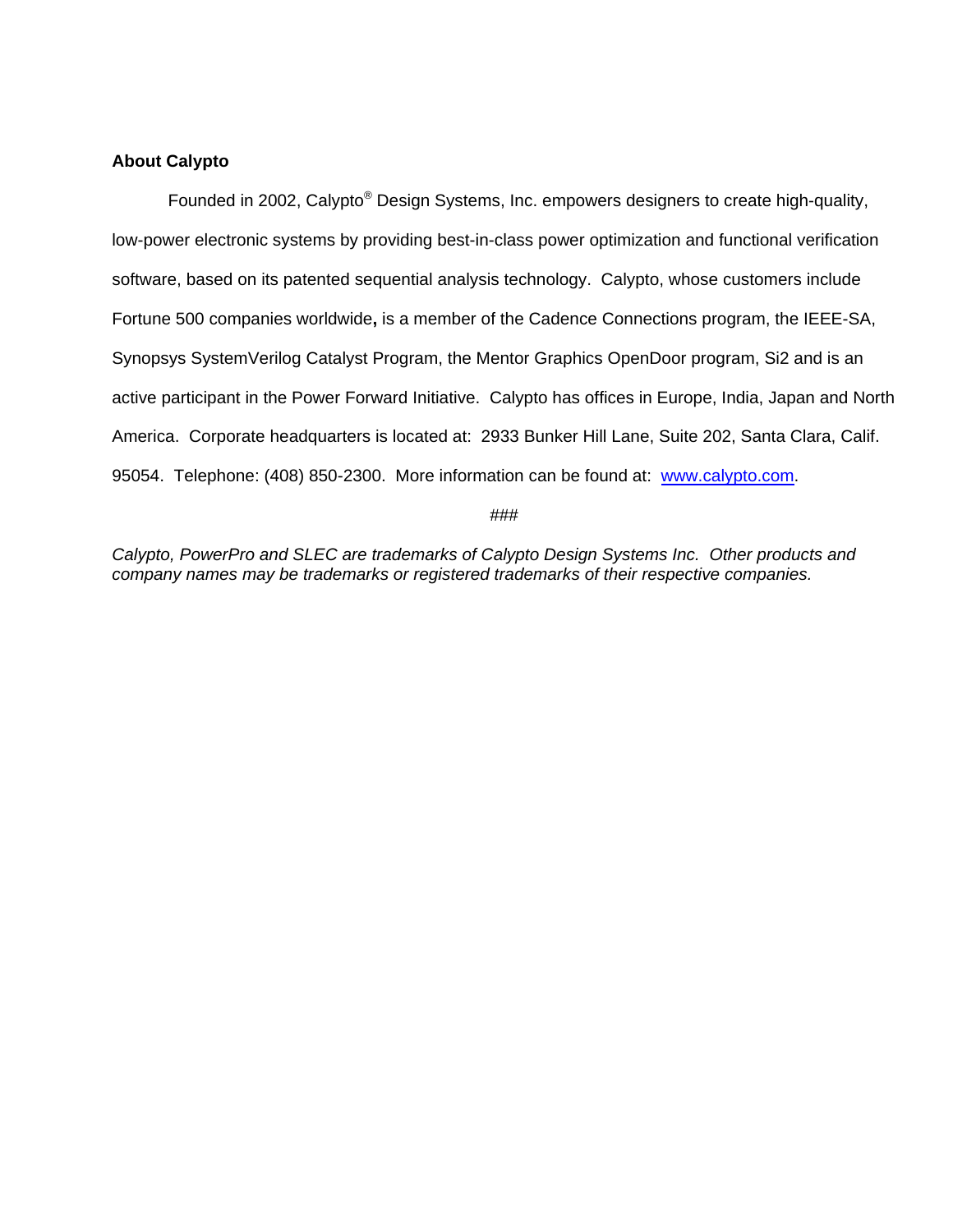**About Calypto**

Founded in 2002, Calypto® Design Systems, Inc. empowers designers to create high-quality, low-power electronic systems by providing best-in-class power optimization and functional verification software, based on its patented sequential analysis technology. Calypto, whose customers include Fortune 500 companies worldwide**,** is a member of the Cadence Connections program, the IEEE-SA, Synopsys SystemVerilog Catalyst Program, the Mentor Graphics OpenDoor program, Si2 and is an active participant in the Power Forward Initiative. Calypto has offices in Europe, India, Japan and North America. Corporate headquarters is located at: 2933 Bunker Hill Lane, Suite 202, Santa Clara, Calif. 95054. Telephone: (408) 850-2300. More information can be found at: [www.calypto.com](http://www.calypto.com).

###

*Calypto, PowerPro and SLEC are trademarks of Calypto Design Systems Inc. Other products and company names may be trademarks or registered trademarks of their respective companies.*